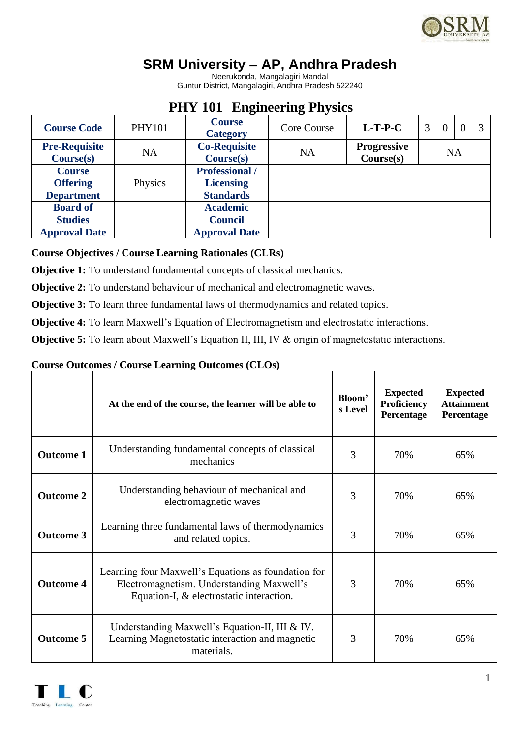# SRM University – AP, Andhra Pradesh

Neerukonda, Mangalagiri Mandal
Guntur District, Mangalagiri, Andhra Pradesh 522240

## PHY 101 Engineering Physics

| Course Code | PHY101 | Course Category | Core Course | L-T-P-C | 3 | 0 | 0 | 3 |
|---|---|---|---|---|---|---|---|---|
| Pre-Requisite Course(s) | NA | Co-Requisite Course(s) | NA | Progressive Course(s) | NA | | | |
| Course Offering Department | Physics | Professional / Licensing Standards | | | | | | |
| Board of Studies Approval Date | | Academic Council Approval Date | | | | | | |

**Course Objectives / Course Learning Rationales (CLRs)**

**Objective 1:** To understand fundamental concepts of classical mechanics.

**Objective 2:** To understand behaviour of mechanical and electromagnetic waves.

**Objective 3:** To learn three fundamental laws of thermodynamics and related topics.

**Objective 4:** To learn Maxwell's Equation of Electromagnetism and electrostatic interactions.

**Objective 5:** To learn about Maxwell's Equation II, III, IV & origin of magnetostatic interactions.

**Course Outcomes / Course Learning Outcomes (CLOs)**

| | At the end of the course, the learner will be able to | Bloom's Level | Expected Proficiency Percentage | Expected Attainment Percentage |
|---|---|---|---|---|
| **Outcome 1** | Understanding fundamental concepts of classical mechanics | 3 | 70% | 65% |
| **Outcome 2** | Understanding behaviour of mechanical and electromagnetic waves | 3 | 70% | 65% |
| **Outcome 3** | Learning three fundamental laws of thermodynamics and related topics. | 3 | 70% | 65% |
| **Outcome 4** | Learning four Maxwell's Equations as foundation for Electromagnetism. Understanding Maxwell's Equation-I, & electrostatic interaction. | 3 | 70% | 65% |
| **Outcome 5** | Understanding Maxwell's Equation-II, III & IV. Learning Magnetostatic interaction and magnetic materials. | 3 | 70% | 65% |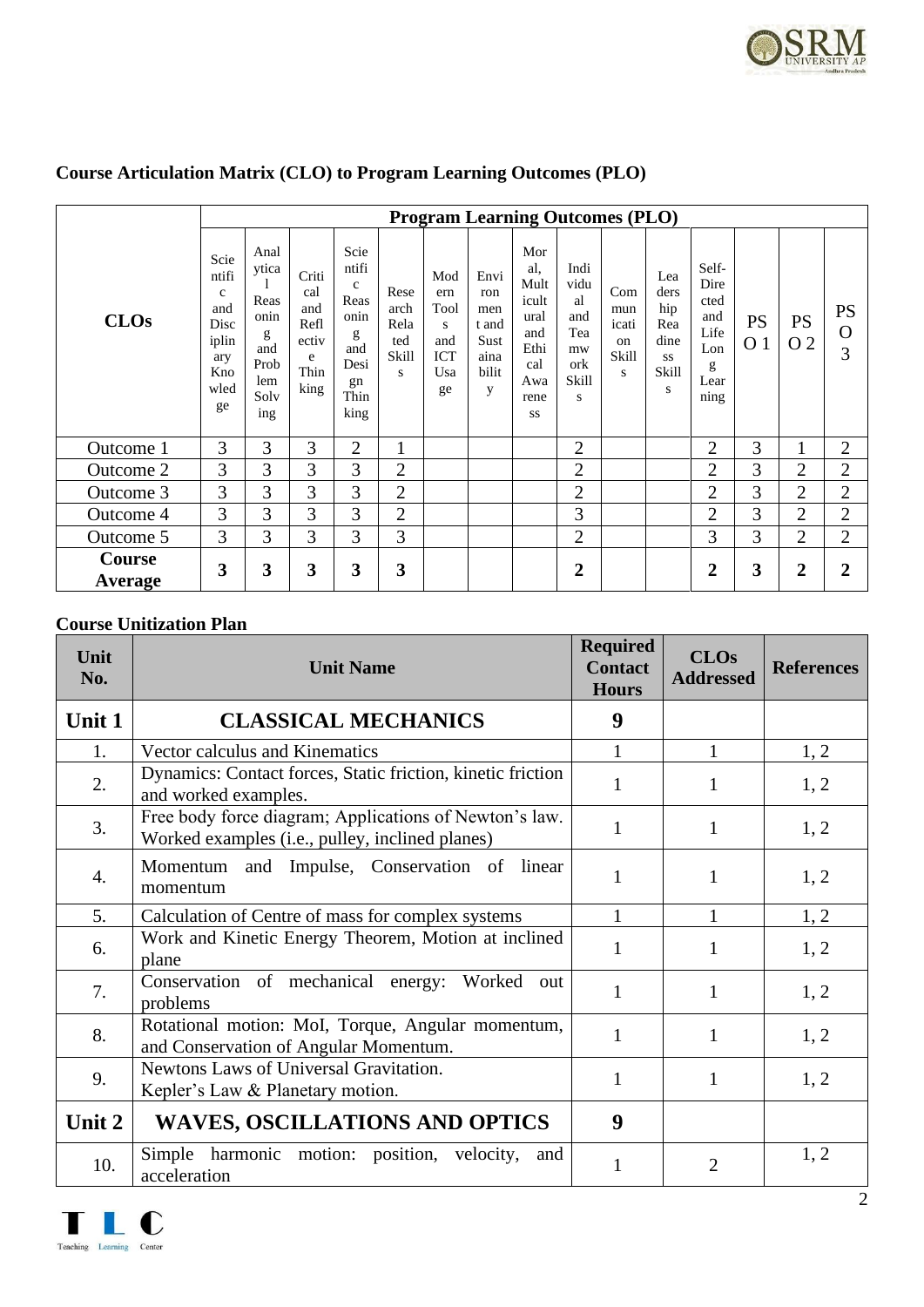## Course Articulation Matrix (CLO) to Program Learning Outcomes (PLO)

| CLOs | Program Learning Outcomes (PLO) | | | | | | | | | | | | | | |
|---|---|---|---|---|---|---|---|---|---|---|---|---|---|---|---|
| | Scientific and Disciplinary Knowledge | Analytical Reasoning and Problem Solving | Critical and Reflective Thinking | Scientific Reasoning and Design Thinking | Research Related Skills | Modern Tools and ICT Usage | Environment and Sustainability | Moral, Multicultural and Ethical Awareness | Individual and Teamwork Skills | Communication Skills | Leadership Readiness Skills | Self-Directed and Life Long Learning | PSO 1 | PSO 2 | PSO 3 |
| Outcome 1 | 3 | 3 | 3 | 2 | 1 | | | | 2 | | | 2 | 3 | 1 | 2 |
| Outcome 2 | 3 | 3 | 3 | 3 | 2 | | | | 2 | | | 2 | 3 | 2 | 2 |
| Outcome 3 | 3 | 3 | 3 | 3 | 2 | | | | 2 | | | 2 | 3 | 2 | 2 |
| Outcome 4 | 3 | 3 | 3 | 3 | 2 | | | | 3 | | | 2 | 3 | 2 | 2 |
| Outcome 5 | 3 | 3 | 3 | 3 | 3 | | | | 2 | | | 3 | 3 | 2 | 2 |
| **Course Average** | **3** | **3** | **3** | **3** | **3** | | | | **2** | | | **2** | **3** | **2** | **2** |

## Course Unitization Plan

| Unit No. | Unit Name | Required Contact Hours | CLOs Addressed | References |
|---|---|---|---|---|
| **Unit 1** | **CLASSICAL MECHANICS** | **9** | | |
| 1. | Vector calculus and Kinematics | 1 | 1 | 1, 2 |
| 2. | Dynamics: Contact forces, Static friction, kinetic friction and worked examples. | 1 | 1 | 1, 2 |
| 3. | Free body force diagram; Applications of Newton's law. Worked examples (i.e., pulley, inclined planes) | 1 | 1 | 1, 2 |
| 4. | Momentum and Impulse, Conservation of linear momentum | 1 | 1 | 1, 2 |
| 5. | Calculation of Centre of mass for complex systems | 1 | 1 | 1, 2 |
| 6. | Work and Kinetic Energy Theorem, Motion at inclined plane | 1 | 1 | 1, 2 |
| 7. | Conservation of mechanical energy: Worked out problems | 1 | 1 | 1, 2 |
| 8. | Rotational motion: MoI, Torque, Angular momentum, and Conservation of Angular Momentum. | 1 | 1 | 1, 2 |
| 9. | Newtons Laws of Universal Gravitation. Kepler's Law & Planetary motion. | 1 | 1 | 1, 2 |
| **Unit 2** | **WAVES, OSCILLATIONS AND OPTICS** | **9** | | |
| 10. | Simple harmonic motion: position, velocity, and acceleration | 1 | 2 | 1, 2 |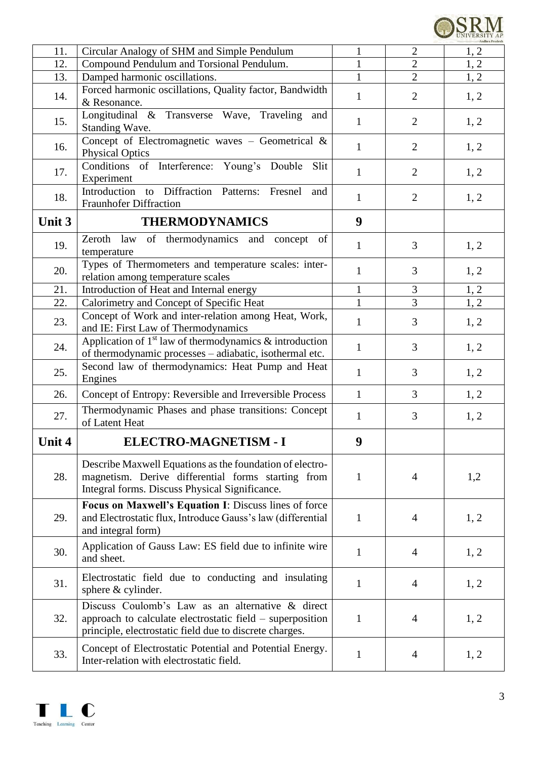| | | | | |
|---|---|---|---|---|
| 11. | Circular Analogy of SHM and Simple Pendulum | 1 | 2 | 1, 2 |
| 12. | Compound Pendulum and Torsional Pendulum. | 1 | 2 | 1, 2 |
| 13. | Damped harmonic oscillations. | 1 | 2 | 1, 2 |
| 14. | Forced harmonic oscillations, Quality factor, Bandwidth & Resonance. | 1 | 2 | 1, 2 |
| 15. | Longitudinal & Transverse Wave, Traveling and Standing Wave. | 1 | 2 | 1, 2 |
| 16. | Concept of Electromagnetic waves – Geometrical & Physical Optics | 1 | 2 | 1, 2 |
| 17. | Conditions of Interference: Young's Double Slit Experiment | 1 | 2 | 1, 2 |
| 18. | Introduction to Diffraction Patterns: Fresnel and Fraunhofer Diffraction | 1 | 2 | 1, 2 |
| **Unit 3** | **THERMODYNAMICS** | **9** | | |
| 19. | Zeroth law of thermodynamics and concept of temperature | 1 | 3 | 1, 2 |
| 20. | Types of Thermometers and temperature scales: inter-relation among temperature scales | 1 | 3 | 1, 2 |
| 21. | Introduction of Heat and Internal energy | 1 | 3 | 1, 2 |
| 22. | Calorimetry and Concept of Specific Heat | 1 | 3 | 1, 2 |
| 23. | Concept of Work and inter-relation among Heat, Work, and IE: First Law of Thermodynamics | 1 | 3 | 1, 2 |
| 24. | Application of 1st law of thermodynamics & introduction of thermodynamic processes – adiabatic, isothermal etc. | 1 | 3 | 1, 2 |
| 25. | Second law of thermodynamics: Heat Pump and Heat Engines | 1 | 3 | 1, 2 |
| 26. | Concept of Entropy: Reversible and Irreversible Process | 1 | 3 | 1, 2 |
| 27. | Thermodynamic Phases and phase transitions: Concept of Latent Heat | 1 | 3 | 1, 2 |
| **Unit 4** | **ELECTRO-MAGNETISM - I** | **9** | | |
| 28. | Describe Maxwell Equations as the foundation of electro-magnetism. Derive differential forms starting from Integral forms. Discuss Physical Significance. | 1 | 4 | 1,2 |
| 29. | **Focus on Maxwell's Equation I**: Discuss lines of force and Electrostatic flux, Introduce Gauss's law (differential and integral form) | 1 | 4 | 1, 2 |
| 30. | Application of Gauss Law: ES field due to infinite wire and sheet. | 1 | 4 | 1, 2 |
| 31. | Electrostatic field due to conducting and insulating sphere & cylinder. | 1 | 4 | 1, 2 |
| 32. | Discuss Coulomb's Law as an alternative & direct approach to calculate electrostatic field – superposition principle, electrostatic field due to discrete charges. | 1 | 4 | 1, 2 |
| 33. | Concept of Electrostatic Potential and Potential Energy. Inter-relation with electrostatic field. | 1 | 4 | 1, 2 |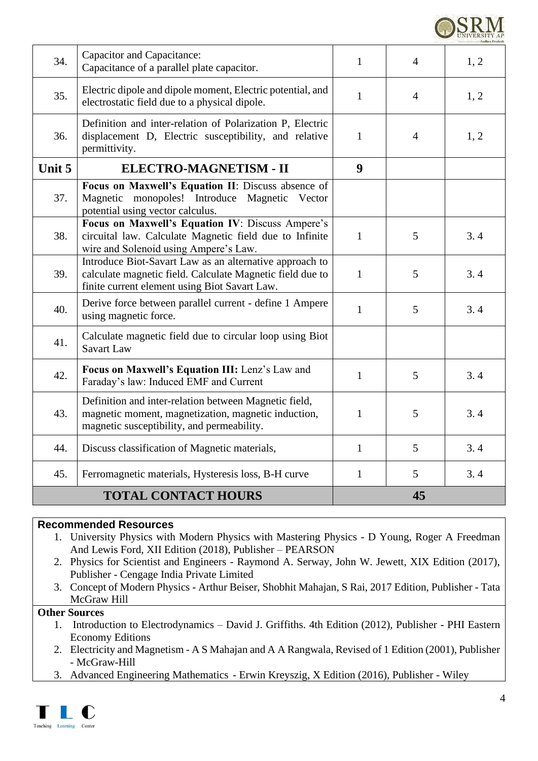| 34. | Capacitor and Capacitance:<br>Capacitance of a parallel plate capacitor. | 1 | 4 | 1, 2 |
|---|---|---|---|---|
| 35. | Electric dipole and dipole moment, Electric potential, and electrostatic field due to a physical dipole. | 1 | 4 | 1, 2 |
| 36. | Definition and inter-relation of Polarization P, Electric displacement D, Electric susceptibility, and relative permittivity. | 1 | 4 | 1, 2 |
| **Unit 5** | **ELECTRO-MAGNETISM - II** | **9** | | |
| 37. | **Focus on Maxwell's Equation II**: Discuss absence of Magnetic monopoles! Introduce Magnetic Vector potential using vector calculus. | | | |
| 38. | **Focus on Maxwell's Equation IV**: Discuss Ampere's circuital law. Calculate Magnetic field due to Infinite wire and Solenoid using Ampere's Law. | 1 | 5 | 3. 4 |
| 39. | Introduce Biot-Savart Law as an alternative approach to calculate magnetic field. Calculate Magnetic field due to finite current element using Biot Savart Law. | 1 | 5 | 3. 4 |
| 40. | Derive force between parallel current - define 1 Ampere using magnetic force. | 1 | 5 | 3. 4 |
| 41. | Calculate magnetic field due to circular loop using Biot Savart Law | | | |
| 42. | **Focus on Maxwell's Equation III:** Lenz's Law and Faraday's law: Induced EMF and Current | 1 | 5 | 3. 4 |
| 43. | Definition and inter-relation between Magnetic field, magnetic moment, magnetization, magnetic induction, magnetic susceptibility, and permeability. | 1 | 5 | 3. 4 |
| 44. | Discuss classification of Magnetic materials, | 1 | 5 | 3. 4 |
| 45. | Ferromagnetic materials, Hysteresis loss, B-H curve | 1 | 5 | 3. 4 |
| **TOTAL CONTACT HOURS** | | **45** | | |

**Recommended Resources**

1. University Physics with Modern Physics with Mastering Physics - D Young, Roger A Freedman And Lewis Ford, XII Edition (2018), Publisher – PEARSON
2. Physics for Scientist and Engineers - Raymond A. Serway, John W. Jewett, XIX Edition (2017), Publisher - Cengage India Private Limited
3. Concept of Modern Physics - Arthur Beiser, Shobhit Mahajan, S Rai, 2017 Edition, Publisher - Tata McGraw Hill

**Other Sources**

1. Introduction to Electrodynamics – David J. Griffiths. 4th Edition (2012), Publisher - PHI Eastern Economy Editions
2. Electricity and Magnetism - A S Mahajan and A A Rangwala, Revised of 1 Edition (2001), Publisher - McGraw-Hill
3. Advanced Engineering Mathematics - Erwin Kreyszig, X Edition (2016), Publisher - Wiley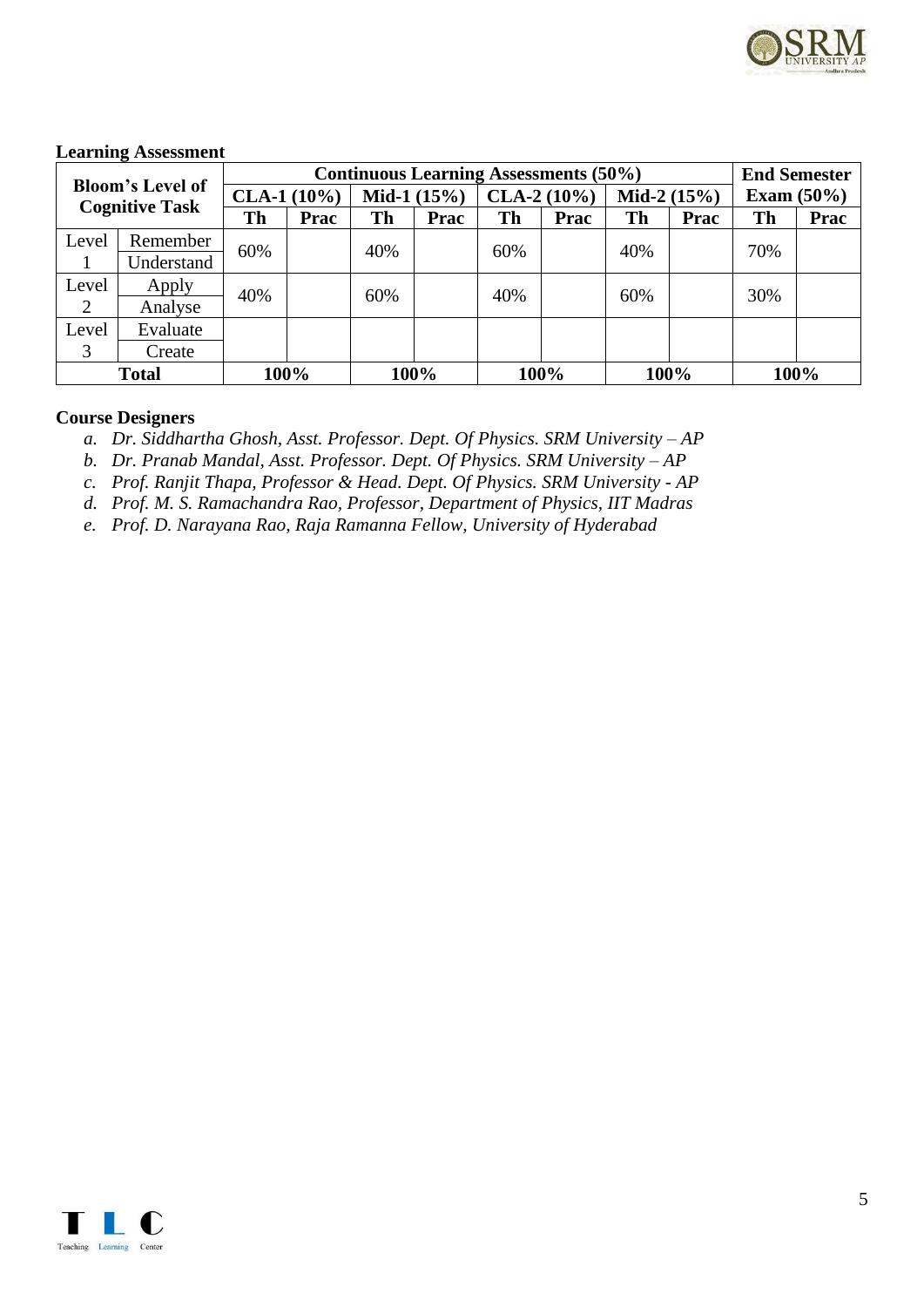**Learning Assessment**

| Bloom's Level of Cognitive Task | | Continuous Learning Assessments (50%) | | | | | | | | End Semester Exam (50%) | |
|---|---|---|---|---|---|---|---|---|---|---|---|
| | | CLA-1 (10%) | | Mid-1 (15%) | | CLA-2 (10%) | | Mid-2 (15%) | | | |
| | | Th | Prac | Th | Prac | Th | Prac | Th | Prac | Th | Prac |
| Level 1 | Remember Understand | 60% | | 40% | | 60% | | 40% | | 70% | |
| Level 2 | Apply Analyse | 40% | | 60% | | 40% | | 60% | | 30% | |
| Level 3 | Evaluate Create | | | | | | | | | | |
| Total | | 100% | | 100% | | 100% | | 100% | | 100% | |

**Course Designers**

a. *Dr. Siddhartha Ghosh, Asst. Professor. Dept. Of Physics. SRM University – AP*
b. *Dr. Pranab Mandal, Asst. Professor. Dept. Of Physics. SRM University – AP*
c. *Prof. Ranjit Thapa, Professor & Head. Dept. Of Physics. SRM University - AP*
d. *Prof. M. S. Ramachandra Rao, Professor, Department of Physics, IIT Madras*
e. *Prof. D. Narayana Rao, Raja Ramanna Fellow, University of Hyderabad*